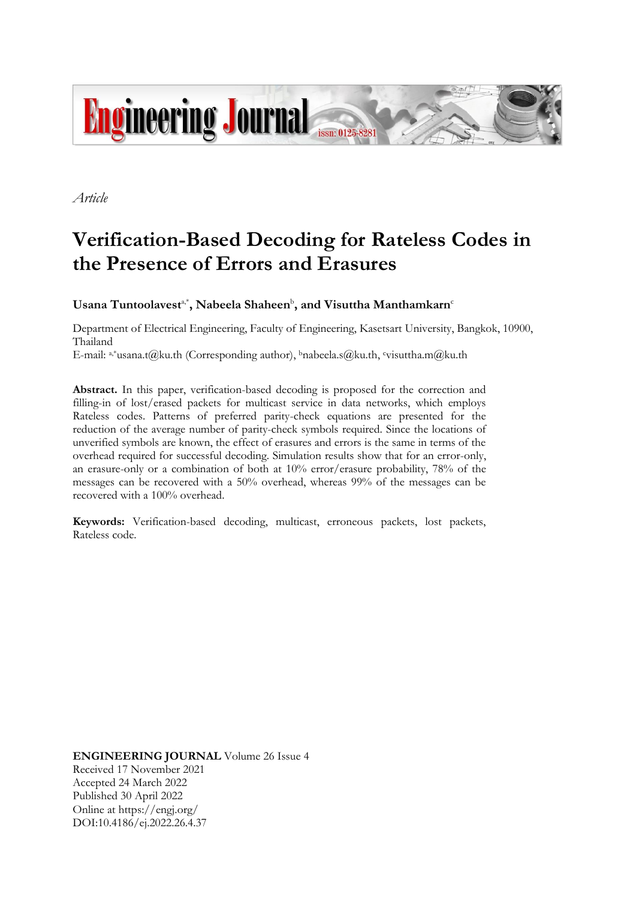*Article*

# Verification-Based Decoding for Rateless Codes in the Presence of Errors and Erasures

**Usana Tuntoolavest**[a,*]**, Nabeela Shaheen**[b]**, and Visuttha Manthamkarn**[c]

Department of Electrical Engineering, Faculty of Engineering, Kasetsart University, Bangkok, 10900, Thailand

E-mail: [a,*]usana.t@ku.th (Corresponding author), [b]nabeela.s@ku.th, [c]visuttha.m@ku.th

**Abstract.** In this paper, verification-based decoding is proposed for the correction and filling-in of lost/erased packets for multicast service in data networks, which employs Rateless codes. Patterns of preferred parity-check equations are presented for the reduction of the average number of parity-check symbols required. Since the locations of unverified symbols are known, the effect of erasures and errors is the same in terms of the overhead required for successful decoding. Simulation results show that for an error-only, an erasure-only or a combination of both at 10% error/erasure probability, 78% of the messages can be recovered with a 50% overhead, whereas 99% of the messages can be recovered with a 100% overhead.

**Keywords:** Verification-based decoding, multicast, erroneous packets, lost packets, Rateless code.

**ENGINEERING JOURNAL** Volume 26 Issue 4
Received 17 November 2021
Accepted 24 March 2022
Published 30 April 2022
Online at https://engj.org/
DOI:10.4186/ej.2022.26.4.37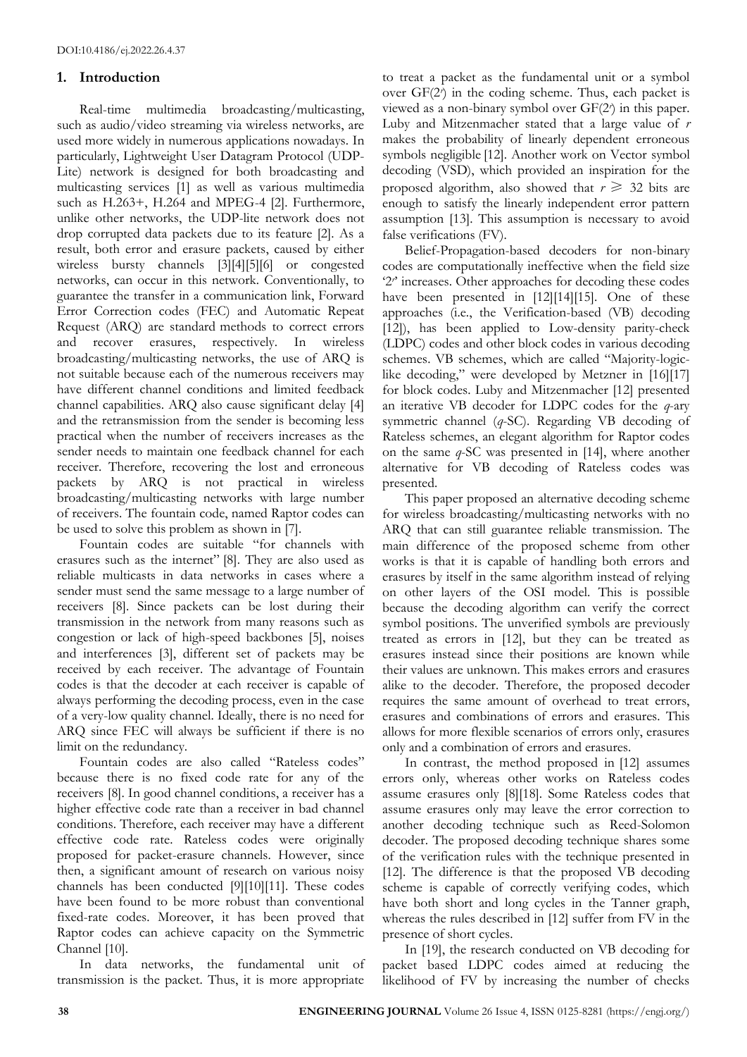DOI:10.4186/ej.2022.26.4.37

## 1. Introduction

Real-time multimedia broadcasting/multicasting, such as audio/video streaming via wireless networks, are used more widely in numerous applications nowadays. In particularly, Lightweight User Datagram Protocol (UDP-Lite) network is designed for both broadcasting and multicasting services [1] as well as various multimedia such as H.263+, H.264 and MPEG-4 [2]. Furthermore, unlike other networks, the UDP-lite network does not drop corrupted data packets due to its feature [2]. As a result, both error and erasure packets, caused by either wireless bursty channels [3][4][5][6] or congested networks, can occur in this network. Conventionally, to guarantee the transfer in a communication link, Forward Error Correction codes (FEC) and Automatic Repeat Request (ARQ) are standard methods to correct errors and recover erasures, respectively. In wireless broadcasting/multicasting networks, the use of ARQ is not suitable because each of the numerous receivers may have different channel conditions and limited feedback channel capabilities. ARQ also cause significant delay [4] and the retransmission from the sender is becoming less practical when the number of receivers increases as the sender needs to maintain one feedback channel for each receiver. Therefore, recovering the lost and erroneous packets by ARQ is not practical in wireless broadcasting/multicasting networks with large number of receivers. The fountain code, named Raptor codes can be used to solve this problem as shown in [7].

Fountain codes are suitable "for channels with erasures such as the internet" [8]. They are also used as reliable multicasts in data networks in cases where a sender must send the same message to a large number of receivers [8]. Since packets can be lost during their transmission in the network from many reasons such as congestion or lack of high-speed backbones [5], noises and interferences [3], different set of packets may be received by each receiver. The advantage of Fountain codes is that the decoder at each receiver is capable of always performing the decoding process, even in the case of a very-low quality channel. Ideally, there is no need for ARQ since FEC will always be sufficient if there is no limit on the redundancy.

Fountain codes are also called "Rateless codes" because there is no fixed code rate for any of the receivers [8]. In good channel conditions, a receiver has a higher effective code rate than a receiver in bad channel conditions. Therefore, each receiver may have a different effective code rate. Rateless codes were originally proposed for packet-erasure channels. However, since then, a significant amount of research on various noisy channels has been conducted [9][10][11]. These codes have been found to be more robust than conventional fixed-rate codes. Moreover, it has been proved that Raptor codes can achieve capacity on the Symmetric Channel [10].

In data networks, the fundamental unit of transmission is the packet. Thus, it is more appropriate to treat a packet as the fundamental unit or a symbol over GF($2^r$) in the coding scheme. Thus, each packet is viewed as a non-binary symbol over GF($2^r$) in this paper. Luby and Mitzenmacher stated that a large value of $r$ makes the probability of linearly dependent erroneous symbols negligible [12]. Another work on Vector symbol decoding (VSD), which provided an inspiration for the proposed algorithm, also showed that $r \geqslant 32$ bits are enough to satisfy the linearly independent error pattern assumption [13]. This assumption is necessary to avoid false verifications (FV).

Belief-Propagation-based decoders for non-binary codes are computationally ineffective when the field size '$2^r$' increases. Other approaches for decoding these codes have been presented in [12][14][15]. One of these approaches (i.e., the Verification-based (VB) decoding [12]), has been applied to Low-density parity-check (LDPC) codes and other block codes in various decoding schemes. VB schemes, which are called "Majority-logic-like decoding," were developed by Metzner in [16][17] for block codes. Luby and Mitzenmacher [12] presented an iterative VB decoder for LDPC codes for the $q$-ary symmetric channel ($q$-SC). Regarding VB decoding of Rateless schemes, an elegant algorithm for Raptor codes on the same $q$-SC was presented in [14], where another alternative for VB decoding of Rateless codes was presented.

This paper proposed an alternative decoding scheme for wireless broadcasting/multicasting networks with no ARQ that can still guarantee reliable transmission. The main difference of the proposed scheme from other works is that it is capable of handling both errors and erasures by itself in the same algorithm instead of relying on other layers of the OSI model. This is possible because the decoding algorithm can verify the correct symbol positions. The unverified symbols are previously treated as errors in [12], but they can be treated as erasures instead since their positions are known while their values are unknown. This makes errors and erasures alike to the decoder. Therefore, the proposed decoder requires the same amount of overhead to treat errors, erasures and combinations of errors and erasures. This allows for more flexible scenarios of errors only, erasures only and a combination of errors and erasures.

In contrast, the method proposed in [12] assumes errors only, whereas other works on Rateless codes assume erasures only [8][18]. Some Rateless codes that assume erasures only may leave the error correction to another decoding technique such as Reed-Solomon decoder. The proposed decoding technique shares some of the verification rules with the technique presented in [12]. The difference is that the proposed VB decoding scheme is capable of correctly verifying codes, which have both short and long cycles in the Tanner graph, whereas the rules described in [12] suffer from FV in the presence of short cycles.

In [19], the research conducted on VB decoding for packet based LDPC codes aimed at reducing the likelihood of FV by increasing the number of checks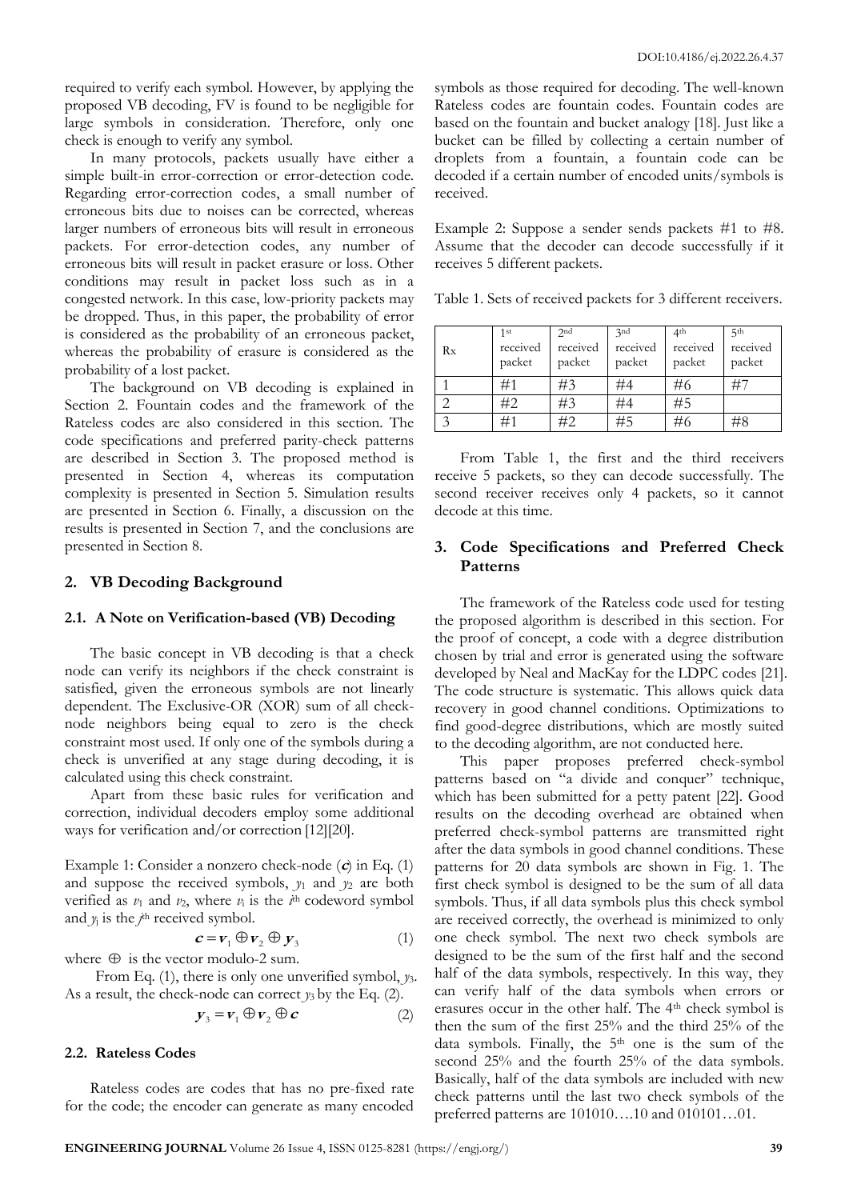required to verify each symbol. However, by applying the proposed VB decoding, FV is found to be negligible for large symbols in consideration. Therefore, only one check is enough to verify any symbol.

In many protocols, packets usually have either a simple built-in error-correction or error-detection code. Regarding error-correction codes, a small number of erroneous bits due to noises can be corrected, whereas larger numbers of erroneous bits will result in erroneous packets. For error-detection codes, any number of erroneous bits will result in packet erasure or loss. Other conditions may result in packet loss such as in a congested network. In this case, low-priority packets may be dropped. Thus, in this paper, the probability of error is considered as the probability of an erroneous packet, whereas the probability of erasure is considered as the probability of a lost packet.

The background on VB decoding is explained in Section 2. Fountain codes and the framework of the Rateless codes are also considered in this section. The code specifications and preferred parity-check patterns are described in Section 3. The proposed method is presented in Section 4, whereas its computation complexity is presented in Section 5. Simulation results are presented in Section 6. Finally, a discussion on the results is presented in Section 7, and the conclusions are presented in Section 8.

## 2. VB Decoding Background

### 2.1. A Note on Verification-based (VB) Decoding

The basic concept in VB decoding is that a check node can verify its neighbors if the check constraint is satisfied, given the erroneous symbols are not linearly dependent. The Exclusive-OR (XOR) sum of all check-node neighbors being equal to zero is the check constraint most used. If only one of the symbols during a check is unverified at any stage during decoding, it is calculated using this check constraint.

Apart from these basic rules for verification and correction, individual decoders employ some additional ways for verification and/or correction [12][20].

Example 1: Consider a nonzero check-node ($\boldsymbol{c}$) in Eq. (1) and suppose the received symbols, $y_1$ and $y_2$ are both verified as $v_1$ and $v_2$, where $v_i$ is the $i^{\text{th}}$ codeword symbol and $y_j$ is the $j^{\text{th}}$ received symbol.

$$\boldsymbol{c} = \boldsymbol{v}_1 \oplus \boldsymbol{v}_2 \oplus \boldsymbol{y}_3 \tag{1}$$

where $\oplus$ is the vector modulo-2 sum.

From Eq. (1), there is only one unverified symbol, $y_3$. As a result, the check-node can correct $y_3$ by the Eq. (2).

$$\boldsymbol{y}_3 = \boldsymbol{v}_1 \oplus \boldsymbol{v}_2 \oplus \boldsymbol{c} \tag{2}$$

### 2.2. Rateless Codes

Rateless codes are codes that has no pre-fixed rate for the code; the encoder can generate as many encoded symbols as those required for decoding. The well-known Rateless codes are fountain codes. Fountain codes are based on the fountain and bucket analogy [18]. Just like a bucket can be filled by collecting a certain number of droplets from a fountain, a fountain code can be decoded if a certain number of encoded units/symbols is received.

Example 2: Suppose a sender sends packets #1 to #8. Assume that the decoder can decode successfully if it receives 5 different packets.

Table 1. Sets of received packets for 3 different receivers.

| Rx | 1st received packet | 2nd received packet | 3nd received packet | 4th received packet | 5th received packet |
|---|---|---|---|---|---|
| 1 | #1 | #3 | #4 | #6 | #7 |
| 2 | #2 | #3 | #4 | #5 | |
| 3 | #1 | #2 | #5 | #6 | #8 |

From Table 1, the first and the third receivers receive 5 packets, so they can decode successfully. The second receiver receives only 4 packets, so it cannot decode at this time.

## 3. Code Specifications and Preferred Check Patterns

The framework of the Rateless code used for testing the proposed algorithm is described in this section. For the proof of concept, a code with a degree distribution chosen by trial and error is generated using the software developed by Neal and MacKay for the LDPC codes [21]. The code structure is systematic. This allows quick data recovery in good channel conditions. Optimizations to find good-degree distributions, which are mostly suited to the decoding algorithm, are not conducted here.

This paper proposes preferred check-symbol patterns based on "a divide and conquer" technique, which has been submitted for a petty patent [22]. Good results on the decoding overhead are obtained when preferred check-symbol patterns are transmitted right after the data symbols in good channel conditions. These patterns for 20 data symbols are shown in Fig. 1. The first check symbol is designed to be the sum of all data symbols. Thus, if all data symbols plus this check symbol are received correctly, the overhead is minimized to only one check symbol. The next two check symbols are designed to be the sum of the first half and the second half of the data symbols, respectively. In this way, they can verify half of the data symbols when errors or erasures occur in the other half. The 4th check symbol is then the sum of the first 25% and the third 25% of the data symbols. Finally, the 5th one is the sum of the second 25% and the fourth 25% of the data symbols. Basically, half of the data symbols are included with new check patterns until the last two check symbols of the preferred patterns are 101010….10 and 010101…01.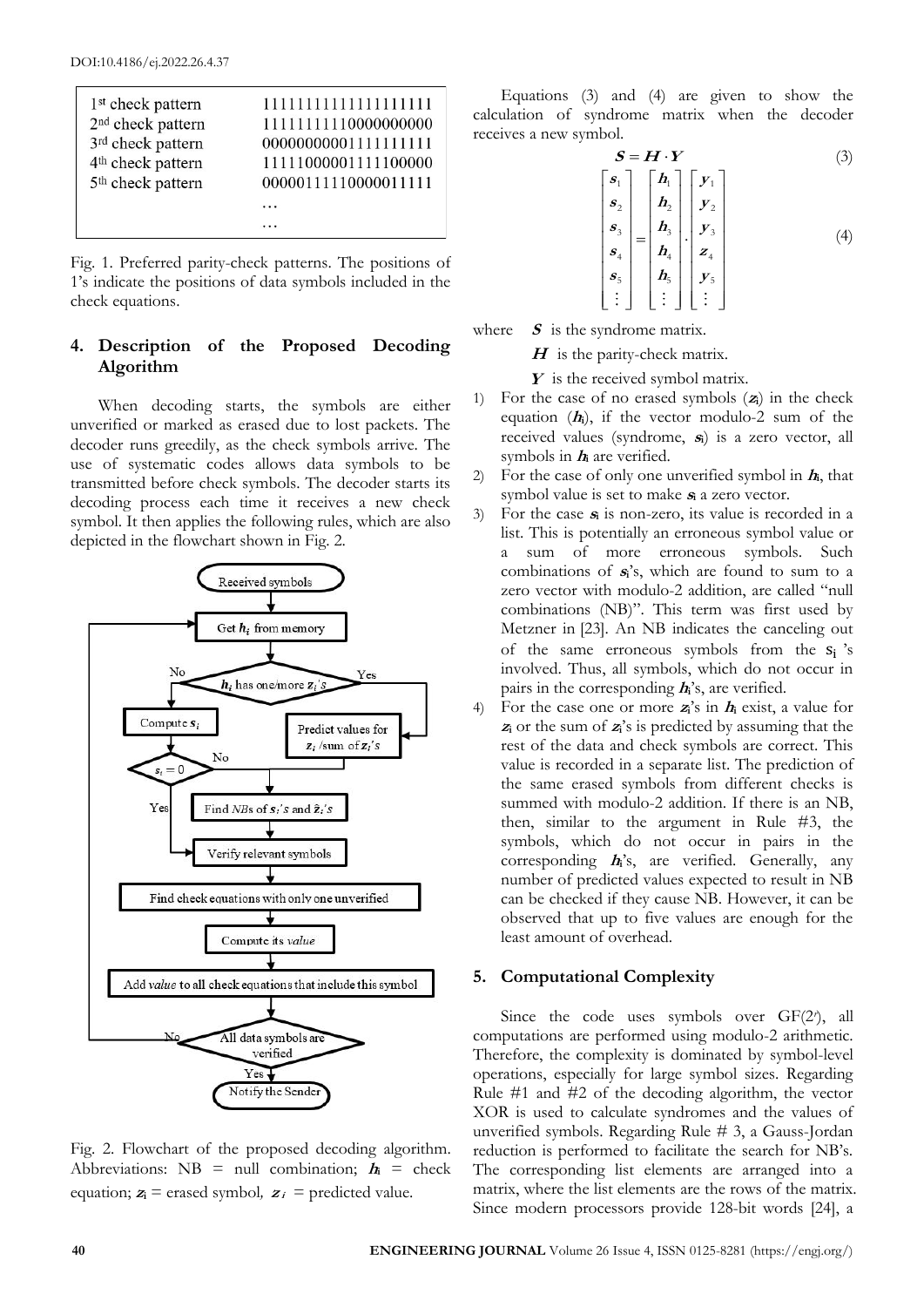| | |
|---|---|
| 1st check pattern | 1111111111111111111 |
| 2nd check pattern | 1111111111000000000 |
| 3rd check pattern | 0000000000111111111 |
| 4th check pattern | 1111100000111110000 0 |
| 5th check pattern | 0000011111000001111 1 |
| | … |
| | … |

Fig. 1. Preferred parity-check patterns. The positions of 1's indicate the positions of data symbols included in the check equations.

## 4. Description of the Proposed Decoding Algorithm

When decoding starts, the symbols are either unverified or marked as erased due to lost packets. The decoder runs greedily, as the check symbols arrive. The use of systematic codes allows data symbols to be transmitted before check symbols. The decoder starts its decoding process each time it receives a new check symbol. It then applies the following rules, which are also depicted in the flowchart shown in Fig. 2.

Fig. 2. Flowchart of the proposed decoding algorithm. Abbreviations: NB = null combination; $\boldsymbol{h}_i$ = check equation; $\boldsymbol{z}_i$ = erased symbol, $\hat{\boldsymbol{z}}_i$ = predicted value.

Equations (3) and (4) are given to show the calculation of syndrome matrix when the decoder receives a new symbol.

$$\boldsymbol{S} = \boldsymbol{H} \cdot \boldsymbol{Y} \tag{3}$$

$$\begin{bmatrix} \boldsymbol{s}_1 \\ \boldsymbol{s}_2 \\ \boldsymbol{s}_3 \\ \boldsymbol{s}_4 \\ \boldsymbol{s}_5 \\ \vdots \end{bmatrix} = \begin{bmatrix} \boldsymbol{h}_1 \\ \boldsymbol{h}_2 \\ \boldsymbol{h}_3 \\ \boldsymbol{h}_4 \\ \boldsymbol{h}_5 \\ \vdots \end{bmatrix} \cdot \begin{bmatrix} \boldsymbol{y}_1 \\ \boldsymbol{y}_2 \\ \boldsymbol{y}_3 \\ \boldsymbol{z}_4 \\ \boldsymbol{y}_5 \\ \vdots \end{bmatrix} \tag{4}$$

where $\boldsymbol{S}$ is the syndrome matrix.
$\boldsymbol{H}$ is the parity-check matrix.
$\boldsymbol{Y}$ is the received symbol matrix.

1) For the case of no erased symbols ($\boldsymbol{z}_i$) in the check equation ($\boldsymbol{h}_i$), if the vector modulo-2 sum of the received values (syndrome, $\boldsymbol{s}_i$) is a zero vector, all symbols in $\boldsymbol{h}_i$ are verified.
2) For the case of only one unverified symbol in $\boldsymbol{h}_i$, that symbol value is set to make $\boldsymbol{s}_i$ a zero vector.
3) For the case $\boldsymbol{s}_i$ is non-zero, its value is recorded in a list. This is potentially an erroneous symbol value or a sum of more erroneous symbols. Such combinations of $\boldsymbol{s}_i$'s, which are found to sum to a zero vector with modulo-2 addition, are called "null combinations (NB)". This term was first used by Metzner in [23]. An NB indicates the canceling out of the same erroneous symbols from the $s_i$'s involved. Thus, all symbols, which do not occur in pairs in the corresponding $\boldsymbol{h}_i$'s, are verified.
4) For the case one or more $\boldsymbol{z}_i$'s in $\boldsymbol{h}_i$ exist, a value for $\boldsymbol{z}_i$ or the sum of $\boldsymbol{z}_i$'s is predicted by assuming that the rest of the data and check symbols are correct. This value is recorded in a separate list. The prediction of the same erased symbols from different checks is summed with modulo-2 addition. If there is an NB, then, similar to the argument in Rule #3, the symbols, which do not occur in pairs in the corresponding $\boldsymbol{h}_i$'s, are verified. Generally, any number of predicted values expected to result in NB can be checked if they cause NB. However, it can be observed that up to five values are enough for the least amount of overhead.

## 5. Computational Complexity

Since the code uses symbols over GF($2^r$), all computations are performed using modulo-2 arithmetic. Therefore, the complexity is dominated by symbol-level operations, especially for large symbol sizes. Regarding Rule #1 and #2 of the decoding algorithm, the vector XOR is used to calculate syndromes and the values of unverified symbols. Regarding Rule # 3, a Gauss-Jordan reduction is performed to facilitate the search for NB's. The corresponding list elements are arranged into a matrix, where the list elements are the rows of the matrix. Since modern processors provide 128-bit words [24], a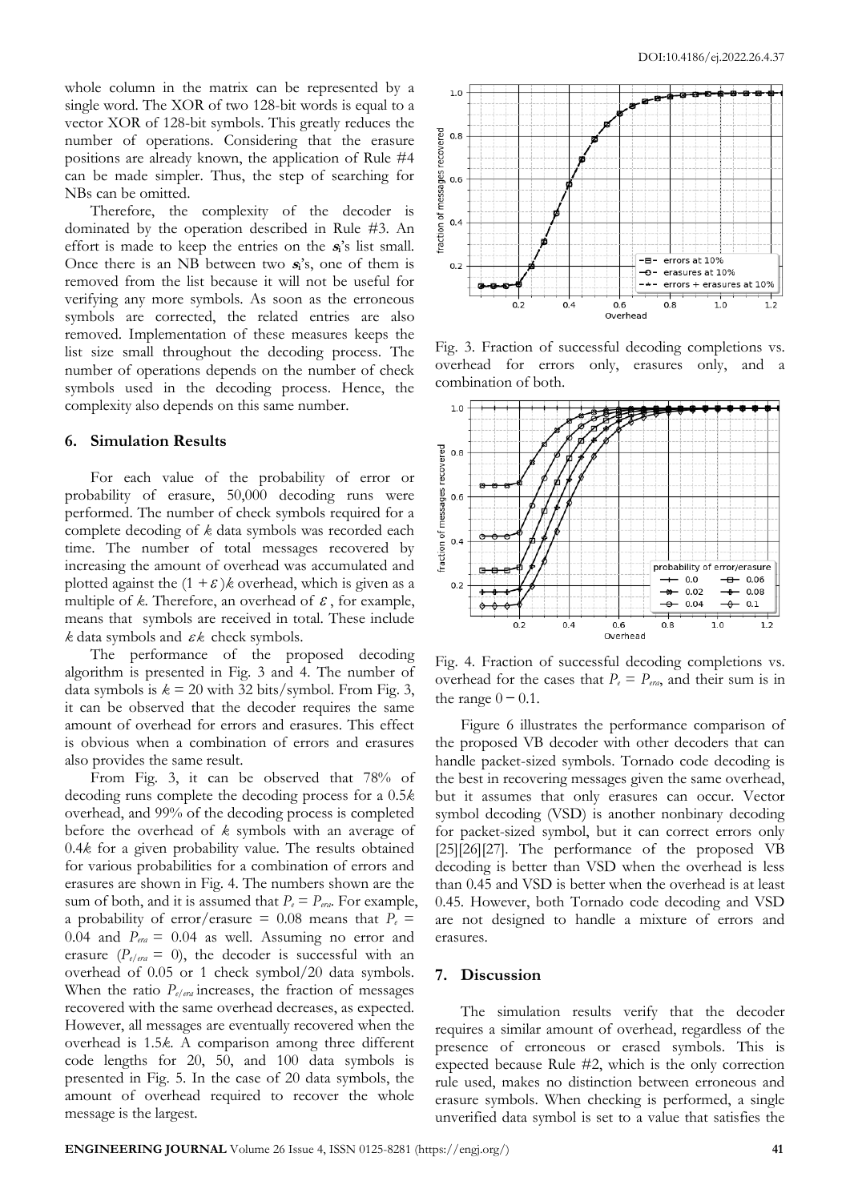whole column in the matrix can be represented by a single word. The XOR of two 128-bit words is equal to a vector XOR of 128-bit symbols. This greatly reduces the number of operations. Considering that the erasure positions are already known, the application of Rule #4 can be made simpler. Thus, the step of searching for NBs can be omitted.

Therefore, the complexity of the decoder is dominated by the operation described in Rule #3. An effort is made to keep the entries on the $s_i$'s list small. Once there is an NB between two $s_i$'s, one of them is removed from the list because it will not be useful for verifying any more symbols. As soon as the erroneous symbols are corrected, the related entries are also removed. Implementation of these measures keeps the list size small throughout the decoding process. The number of operations depends on the number of check symbols used in the decoding process. Hence, the complexity also depends on this same number.

## 6. Simulation Results

For each value of the probability of error or probability of erasure, 50,000 decoding runs were performed. The number of check symbols required for a complete decoding of $k$ data symbols was recorded each time. The number of total messages recovered by increasing the amount of overhead was accumulated and plotted against the $(1+\varepsilon)k$ overhead, which is given as a multiple of $k$. Therefore, an overhead of $\varepsilon$, for example, means that symbols are received in total. These include $k$ data symbols and $\varepsilon k$ check symbols.

The performance of the proposed decoding algorithm is presented in Fig. 3 and 4. The number of data symbols is $k = 20$ with 32 bits/symbol. From Fig. 3, it can be observed that the decoder requires the same amount of overhead for errors and erasures. This effect is obvious when a combination of errors and erasures also provides the same result.

From Fig. 3, it can be observed that 78% of decoding runs complete the decoding process for a $0.5k$ overhead, and 99% of the decoding process is completed before the overhead of $k$ symbols with an average of $0.4k$ for a given probability value. The results obtained for various probabilities for a combination of errors and erasures are shown in Fig. 4. The numbers shown are the sum of both, and it is assumed that $P_e = P_{era}$. For example, a probability of error/erasure = 0.08 means that $P_e$ = 0.04 and $P_{era}$ = 0.04 as well. Assuming no error and erasure ($P_{e/era}$ = 0), the decoder is successful with an overhead of 0.05 or 1 check symbol/20 data symbols. When the ratio $P_{e/era}$ increases, the fraction of messages recovered with the same overhead decreases, as expected. However, all messages are eventually recovered when the overhead is $1.5k$. A comparison among three different code lengths for 20, 50, and 100 data symbols is presented in Fig. 5. In the case of 20 data symbols, the amount of overhead required to recover the whole message is the largest.

Fig. 3. Fraction of successful decoding completions vs. overhead for errors only, erasures only, and a combination of both.

Fig. 4. Fraction of successful decoding completions vs. overhead for the cases that $P_e = P_{era}$, and their sum is in the range $0 - 0.1$.

Figure 6 illustrates the performance comparison of the proposed VB decoder with other decoders that can handle packet-sized symbols. Tornado code decoding is the best in recovering messages given the same overhead, but it assumes that only erasures can occur. Vector symbol decoding (VSD) is another nonbinary decoding for packet-sized symbol, but it can correct errors only [25][26][27]. The performance of the proposed VB decoding is better than VSD when the overhead is less than 0.45 and VSD is better when the overhead is at least 0.45. However, both Tornado code decoding and VSD are not designed to handle a mixture of errors and erasures.

## 7. Discussion

The simulation results verify that the decoder requires a similar amount of overhead, regardless of the presence of erroneous or erased symbols. This is expected because Rule #2, which is the only correction rule used, makes no distinction between erroneous and erasure symbols. When checking is performed, a single unverified data symbol is set to a value that satisfies the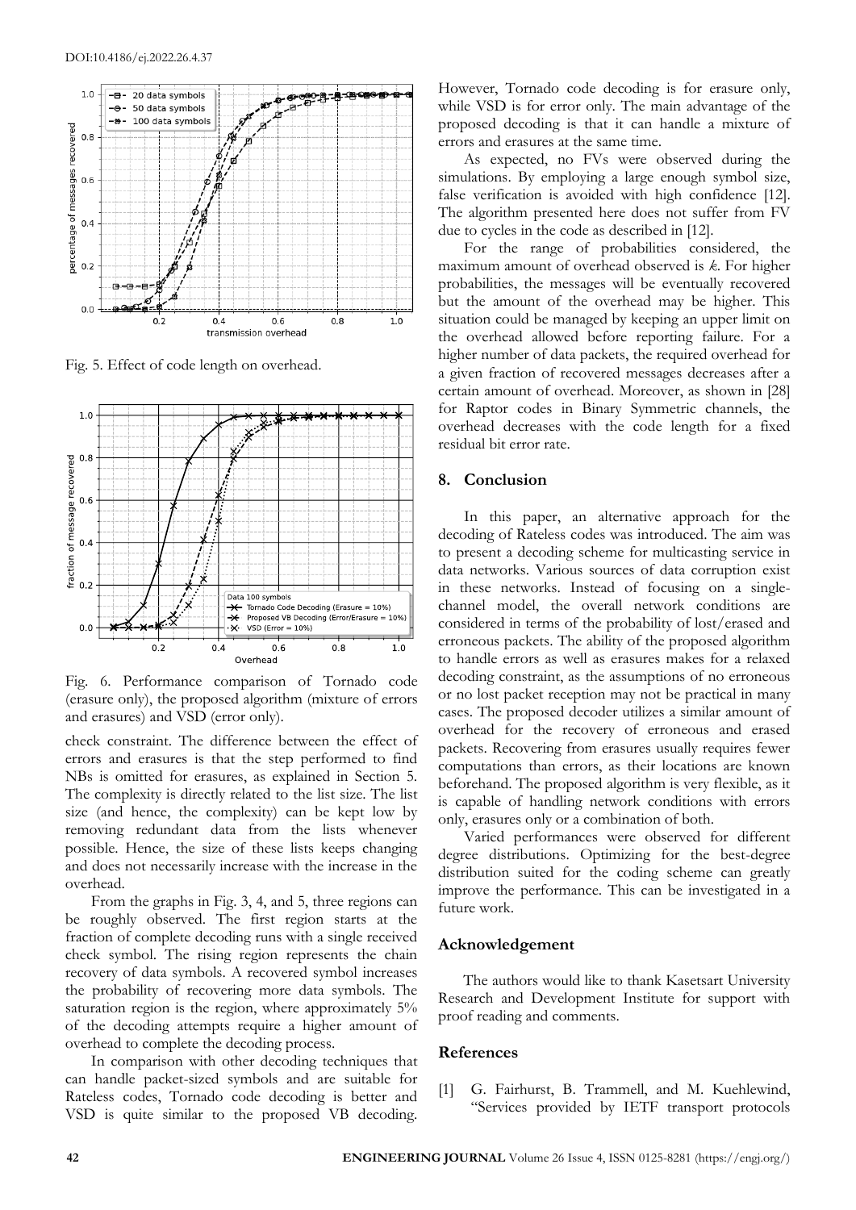Fig. 5. Effect of code length on overhead.

Fig. 6. Performance comparison of Tornado code (erasure only), the proposed algorithm (mixture of errors and erasures) and VSD (error only).

check constraint. The difference between the effect of errors and erasures is that the step performed to find NBs is omitted for erasures, as explained in Section 5. The complexity is directly related to the list size. The list size (and hence, the complexity) can be kept low by removing redundant data from the lists whenever possible. Hence, the size of these lists keeps changing and does not necessarily increase with the increase in the overhead.

From the graphs in Fig. 3, 4, and 5, three regions can be roughly observed. The first region starts at the fraction of complete decoding runs with a single received check symbol. The rising region represents the chain recovery of data symbols. A recovered symbol increases the probability of recovering more data symbols. The saturation region is the region, where approximately 5% of the decoding attempts require a higher amount of overhead to complete the decoding process.

In comparison with other decoding techniques that can handle packet-sized symbols and are suitable for Rateless codes, Tornado code decoding is better and VSD is quite similar to the proposed VB decoding. However, Tornado code decoding is for erasure only, while VSD is for error only. The main advantage of the proposed decoding is that it can handle a mixture of errors and erasures at the same time.

As expected, no FVs were observed during the simulations. By employing a large enough symbol size, false verification is avoided with high confidence [12]. The algorithm presented here does not suffer from FV due to cycles in the code as described in [12].

For the range of probabilities considered, the maximum amount of overhead observed is $k$. For higher probabilities, the messages will be eventually recovered but the amount of the overhead may be higher. This situation could be managed by keeping an upper limit on the overhead allowed before reporting failure. For a higher number of data packets, the required overhead for a given fraction of recovered messages decreases after a certain amount of overhead. Moreover, as shown in [28] for Raptor codes in Binary Symmetric channels, the overhead decreases with the code length for a fixed residual bit error rate.

## 8. Conclusion

In this paper, an alternative approach for the decoding of Rateless codes was introduced. The aim was to present a decoding scheme for multicasting service in data networks. Various sources of data corruption exist in these networks. Instead of focusing on a single-channel model, the overall network conditions are considered in terms of the probability of lost/erased and erroneous packets. The ability of the proposed algorithm to handle errors as well as erasures makes for a relaxed decoding constraint, as the assumptions of no erroneous or no lost packet reception may not be practical in many cases. The proposed decoder utilizes a similar amount of overhead for the recovery of erroneous and erased packets. Recovering from erasures usually requires fewer computations than errors, as their locations are known beforehand. The proposed algorithm is very flexible, as it is capable of handling network conditions with errors only, erasures only or a combination of both.

Varied performances were observed for different degree distributions. Optimizing for the best-degree distribution suited for the coding scheme can greatly improve the performance. This can be investigated in a future work.

## Acknowledgement

The authors would like to thank Kasetsart University Research and Development Institute for support with proof reading and comments.

## References

[1] G. Fairhurst, B. Trammell, and M. Kuehlewind, "Services provided by IETF transport protocols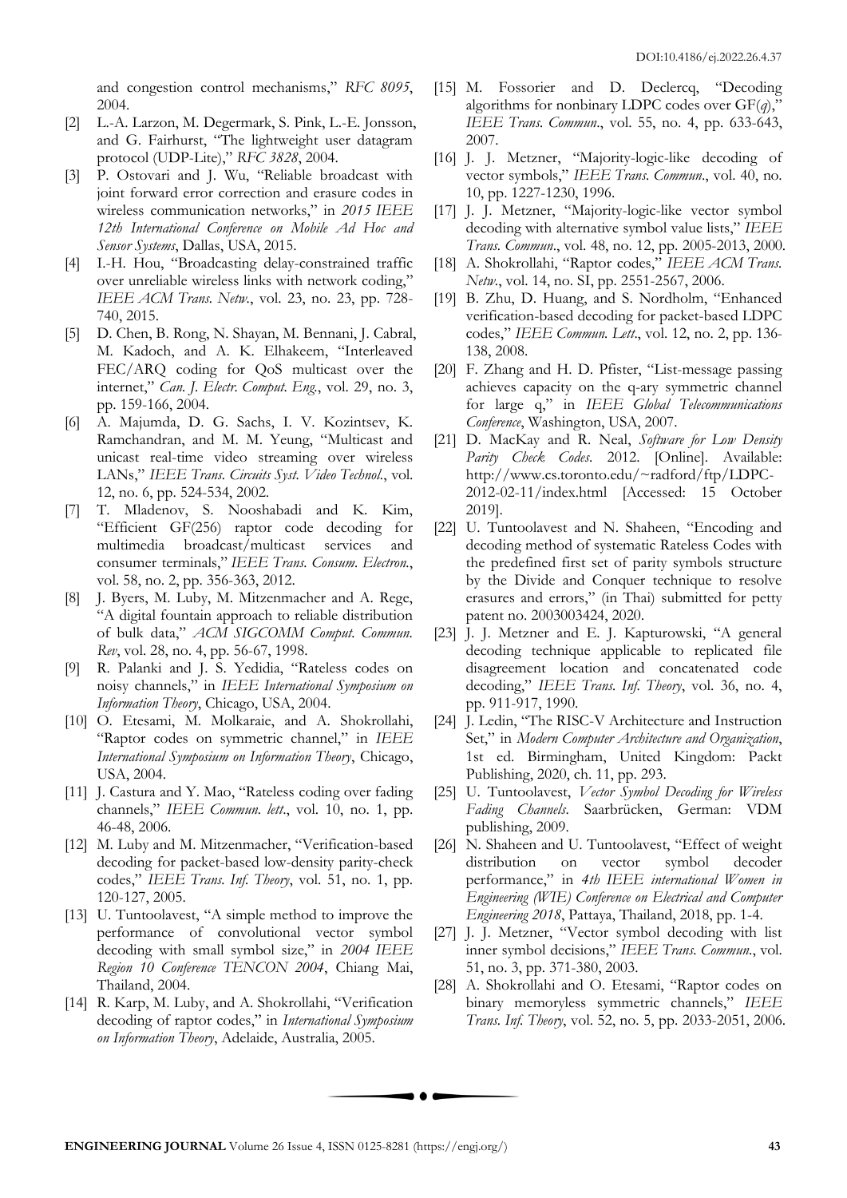and congestion control mechanisms," *RFC 8095*, 2004.

[2] L.-A. Larzon, M. Degermark, S. Pink, L.-E. Jonsson, and G. Fairhurst, "The lightweight user datagram protocol (UDP-Lite)," *RFC 3828*, 2004.

[3] P. Ostovari and J. Wu, "Reliable broadcast with joint forward error correction and erasure codes in wireless communication networks," in *2015 IEEE 12th International Conference on Mobile Ad Hoc and Sensor Systems*, Dallas, USA, 2015.

[4] I.-H. Hou, "Broadcasting delay-constrained traffic over unreliable wireless links with network coding," *IEEE ACM Trans. Netw.*, vol. 23, no. 23, pp. 728-740, 2015.

[5] D. Chen, B. Rong, N. Shayan, M. Bennani, J. Cabral, M. Kadoch, and A. K. Elhakeem, "Interleaved FEC/ARQ coding for QoS multicast over the internet," *Can. J. Electr. Comput. Eng.*, vol. 29, no. 3, pp. 159-166, 2004.

[6] A. Majumda, D. G. Sachs, I. V. Kozintsev, K. Ramchandran, and M. M. Yeung, "Multicast and unicast real-time video streaming over wireless LANs," *IEEE Trans. Circuits Syst. Video Technol.*, vol. 12, no. 6, pp. 524-534, 2002.

[7] T. Mladenov, S. Nooshabadi and K. Kim, "Efficient GF(256) raptor code decoding for multimedia broadcast/multicast services and consumer terminals," *IEEE Trans. Consum. Electron.*, vol. 58, no. 2, pp. 356-363, 2012.

[8] J. Byers, M. Luby, M. Mitzenmacher and A. Rege, "A digital fountain approach to reliable distribution of bulk data," *ACM SIGCOMM Comput. Commun. Rev*, vol. 28, no. 4, pp. 56-67, 1998.

[9] R. Palanki and J. S. Yedidia, "Rateless codes on noisy channels," in *IEEE International Symposium on Information Theory*, Chicago, USA, 2004.

[10] O. Etesami, M. Molkaraie, and A. Shokrollahi, "Raptor codes on symmetric channel," in *IEEE International Symposium on Information Theory*, Chicago, USA, 2004.

[11] J. Castura and Y. Mao, "Rateless coding over fading channels," *IEEE Commun. lett.*, vol. 10, no. 1, pp. 46-48, 2006.

[12] M. Luby and M. Mitzenmacher, "Verification-based decoding for packet-based low-density parity-check codes," *IEEE Trans. Inf. Theory*, vol. 51, no. 1, pp. 120-127, 2005.

[13] U. Tuntoolavest, "A simple method to improve the performance of convolutional vector symbol decoding with small symbol size," in *2004 IEEE Region 10 Conference TENCON 2004*, Chiang Mai, Thailand, 2004.

[14] R. Karp, M. Luby, and A. Shokrollahi, "Verification decoding of raptor codes," in *International Symposium on Information Theory*, Adelaide, Australia, 2005.

[15] M. Fossorier and D. Declercq, "Decoding algorithms for nonbinary LDPC codes over GF($q$)," *IEEE Trans. Commun.*, vol. 55, no. 4, pp. 633-643, 2007.

[16] J. J. Metzner, "Majority-logic-like decoding of vector symbols," *IEEE Trans. Commun.*, vol. 40, no. 10, pp. 1227-1230, 1996.

[17] J. J. Metzner, "Majority-logic-like vector symbol decoding with alternative symbol value lists," *IEEE Trans. Commun.*, vol. 48, no. 12, pp. 2005-2013, 2000.

[18] A. Shokrollahi, "Raptor codes," *IEEE ACM Trans. Netw.*, vol. 14, no. SI, pp. 2551-2567, 2006.

[19] B. Zhu, D. Huang, and S. Nordholm, "Enhanced verification-based decoding for packet-based LDPC codes," *IEEE Commun. Lett.*, vol. 12, no. 2, pp. 136-138, 2008.

[20] F. Zhang and H. D. Pfister, "List-message passing achieves capacity on the q-ary symmetric channel for large q," in *IEEE Global Telecommunications Conference*, Washington, USA, 2007.

[21] D. MacKay and R. Neal, *Software for Low Density Parity Check Codes*. 2012. [Online]. Available: http://www.cs.toronto.edu/~radford/ftp/LDPC-2012-02-11/index.html [Accessed: 15 October 2019].

[22] U. Tuntoolavest and N. Shaheen, "Encoding and decoding method of systematic Rateless Codes with the predefined first set of parity symbols structure by the Divide and Conquer technique to resolve erasures and errors," (in Thai) submitted for petty patent no. 2003003424, 2020.

[23] J. J. Metzner and E. J. Kapturowski, "A general decoding technique applicable to replicated file disagreement location and concatenated code decoding," *IEEE Trans. Inf. Theory*, vol. 36, no. 4, pp. 911-917, 1990.

[24] J. Ledin, "The RISC-V Architecture and Instruction Set," in *Modern Computer Architecture and Organization*, 1st ed. Birmingham, United Kingdom: Packt Publishing, 2020, ch. 11, pp. 293.

[25] U. Tuntoolavest, *Vector Symbol Decoding for Wireless Fading Channels*. Saarbrücken, German: VDM publishing, 2009.

[26] N. Shaheen and U. Tuntoolavest, "Effect of weight distribution on vector symbol decoder performance," in *4th IEEE international Women in Engineering (WIE) Conference on Electrical and Computer Engineering 2018*, Pattaya, Thailand, 2018, pp. 1-4.

[27] J. J. Metzner, "Vector symbol decoding with list inner symbol decisions," *IEEE Trans. Commun.*, vol. 51, no. 3, pp. 371-380, 2003.

[28] A. Shokrollahi and O. Etesami, "Raptor codes on binary memoryless symmetric channels," *IEEE Trans. Inf. Theory*, vol. 52, no. 5, pp. 2033-2051, 2006.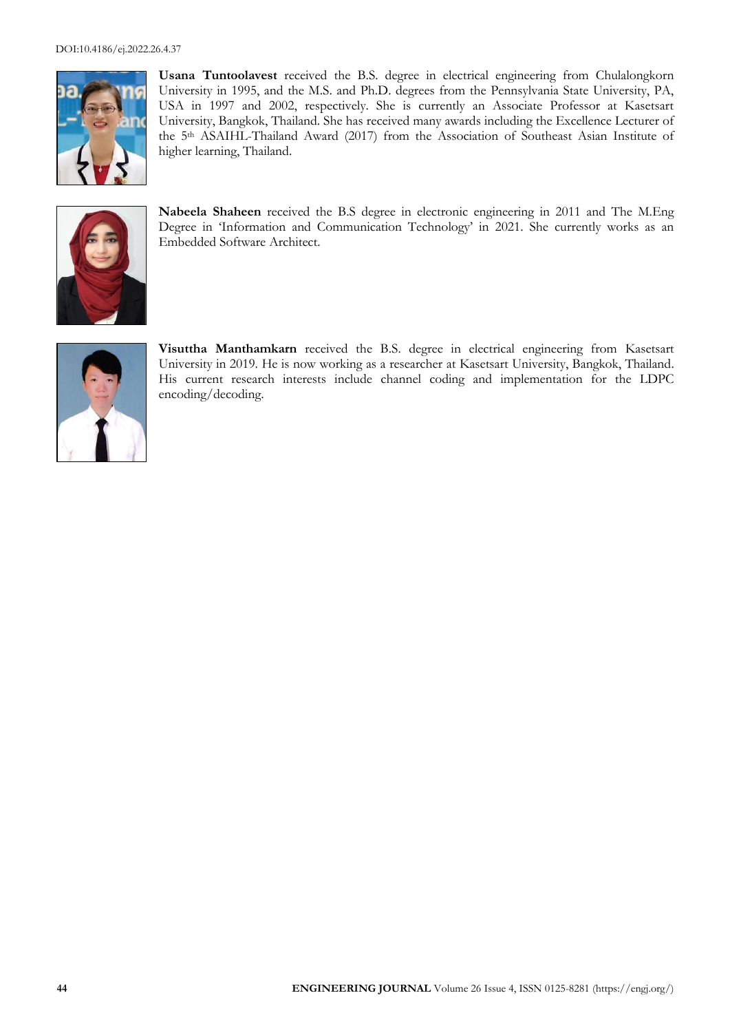**Usana Tuntoolavest** received the B.S. degree in electrical engineering from Chulalongkorn University in 1995, and the M.S. and Ph.D. degrees from the Pennsylvania State University, PA, USA in 1997 and 2002, respectively. She is currently an Associate Professor at Kasetsart University, Bangkok, Thailand. She has received many awards including the Excellence Lecturer of the 5th ASAIHL-Thailand Award (2017) from the Association of Southeast Asian Institute of higher learning, Thailand.

**Nabeela Shaheen** received the B.S degree in electronic engineering in 2011 and The M.Eng Degree in 'Information and Communication Technology' in 2021. She currently works as an Embedded Software Architect.

**Visuttha Manthamkarn** received the B.S. degree in electrical engineering from Kasetsart University in 2019. He is now working as a researcher at Kasetsart University, Bangkok, Thailand. His current research interests include channel coding and implementation for the LDPC encoding/decoding.